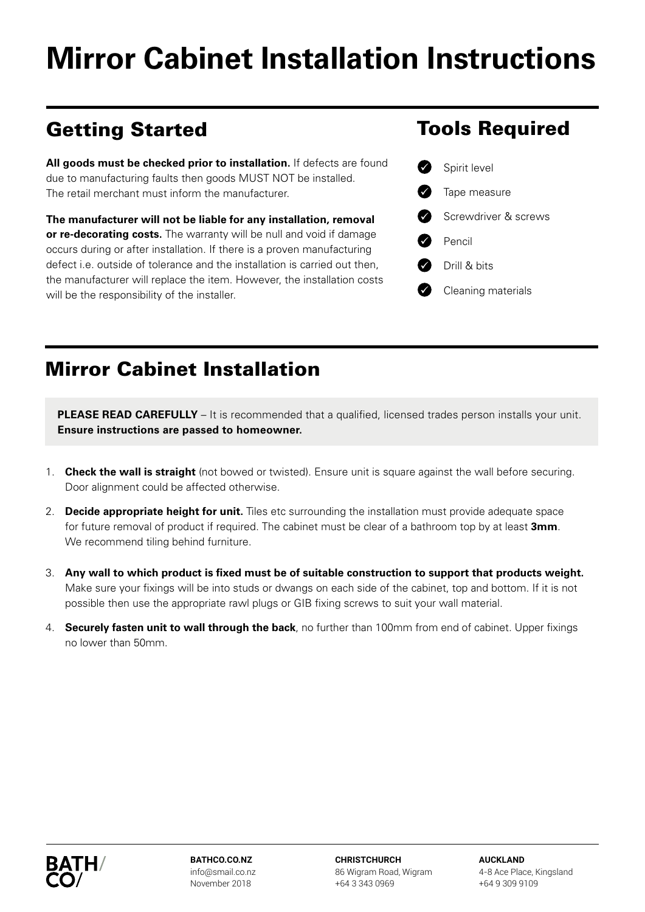# Mirror Cabinet Installation Instructions

## Getting Started

**All goods must be checked prior to installation.** If defects are found due to manufacturing faults then goods MUST NOT be installed. The retail merchant must inform the manufacturer.

**The manufacturer will not be liable for any installation, removal or re-decorating costs.** The warranty will be null and void if damage occurs during or after installation. If there is a proven manufacturing defect i.e. outside of tolerance and the installation is carried out then, the manufacturer will replace the item. However, the installation costs will be the responsibility of the installer.

## Tools Required

- Spirit level
- Tape measure
- Screwdriver & screws
- Pencil
- Drill & bits
- Cleaning materials

## Mirror Cabinet Installation

**PLEASE READ CAREFULLY** – It is recommended that a qualified, licensed trades person installs your unit. **Ensure instructions are passed to homeowner.**

1. **Check the wall is straight** (not bowed or twisted). Ensure unit is square against the wall before securing. Door alignment could be affected otherwise.
2. **Decide appropriate height for unit.** Tiles etc surrounding the installation must provide adequate space for future removal of product if required. The cabinet must be clear of a bathroom top by at least **3mm**. We recommend tiling behind furniture.
3. **Any wall to which product is fixed must be of suitable construction to support that products weight.** Make sure your fixings will be into studs or dwangs on each side of the cabinet, top and bottom. If it is not possible then use the appropriate rawl plugs or GIB fixing screws to suit your wall material.
4. **Securely fasten unit to wall through the back**, no further than 100mm from end of cabinet. Upper fixings no lower than 50mm.

BATH/ CO/

**BATHCO.CO.NZ**
info@smail.co.nz
November 2018

**CHRISTCHURCH**
86 Wigram Road, Wigram
+64 3 343 0969

**AUCKLAND**
4-8 Ace Place, Kingsland
+64 9 309 9109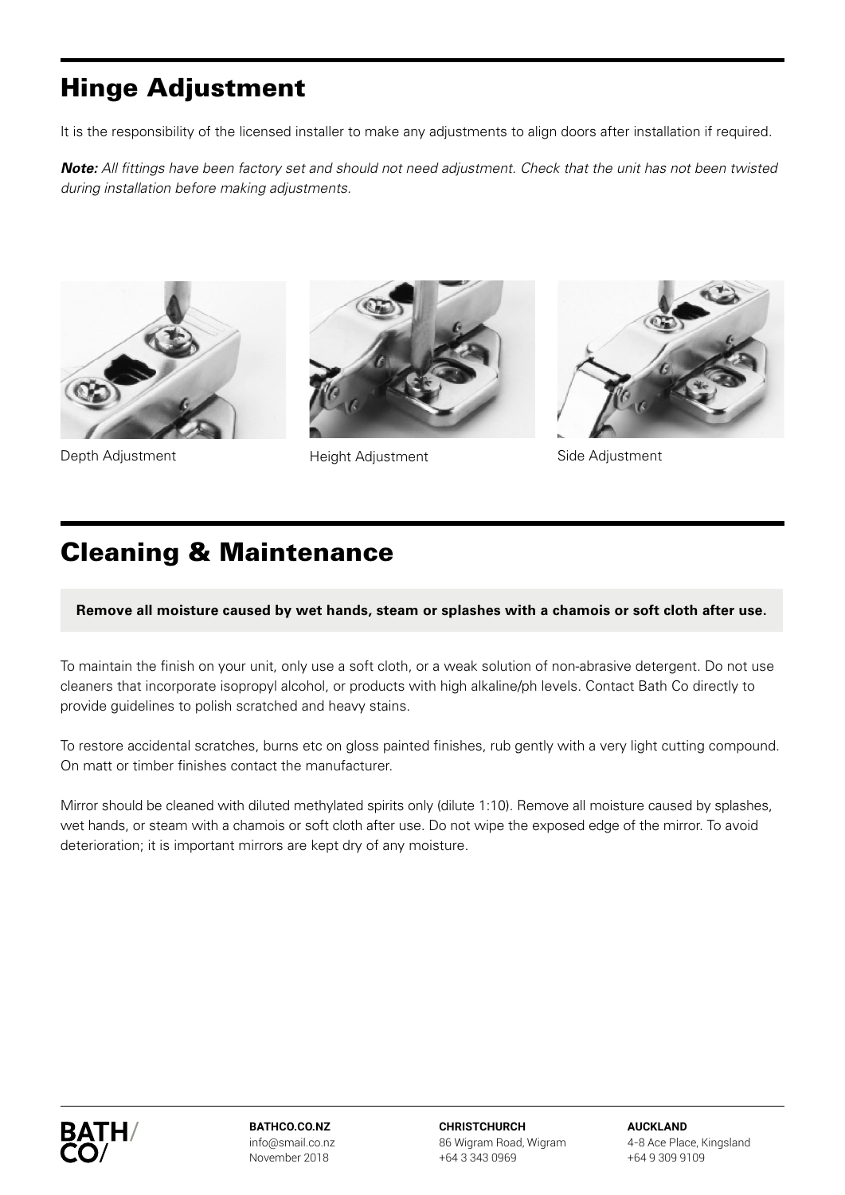## Hinge Adjustment

It is the responsibility of the licensed installer to make any adjustments to align doors after installation if required.

***Note:*** *All fittings have been factory set and should not need adjustment. Check that the unit has not been twisted during installation before making adjustments.*

Depth Adjustment

Height Adjustment

Side Adjustment

## Cleaning & Maintenance

**Remove all moisture caused by wet hands, steam or splashes with a chamois or soft cloth after use.**

To maintain the finish on your unit, only use a soft cloth, or a weak solution of non-abrasive detergent. Do not use cleaners that incorporate isopropyl alcohol, or products with high alkaline/ph levels. Contact Bath Co directly to provide guidelines to polish scratched and heavy stains.

To restore accidental scratches, burns etc on gloss painted finishes, rub gently with a very light cutting compound. On matt or timber finishes contact the manufacturer.

Mirror should be cleaned with diluted methylated spirits only (dilute 1:10). Remove all moisture caused by splashes, wet hands, or steam with a chamois or soft cloth after use. Do not wipe the exposed edge of the mirror. To avoid deterioration; it is important mirrors are kept dry of any moisture.

BATH/
CO/

**BATHCO.CO.NZ**
info@smail.co.nz
November 2018

**CHRISTCHURCH**
86 Wigram Road, Wigram
+64 3 343 0969

**AUCKLAND**
4-8 Ace Place, Kingsland
+64 9 309 9109